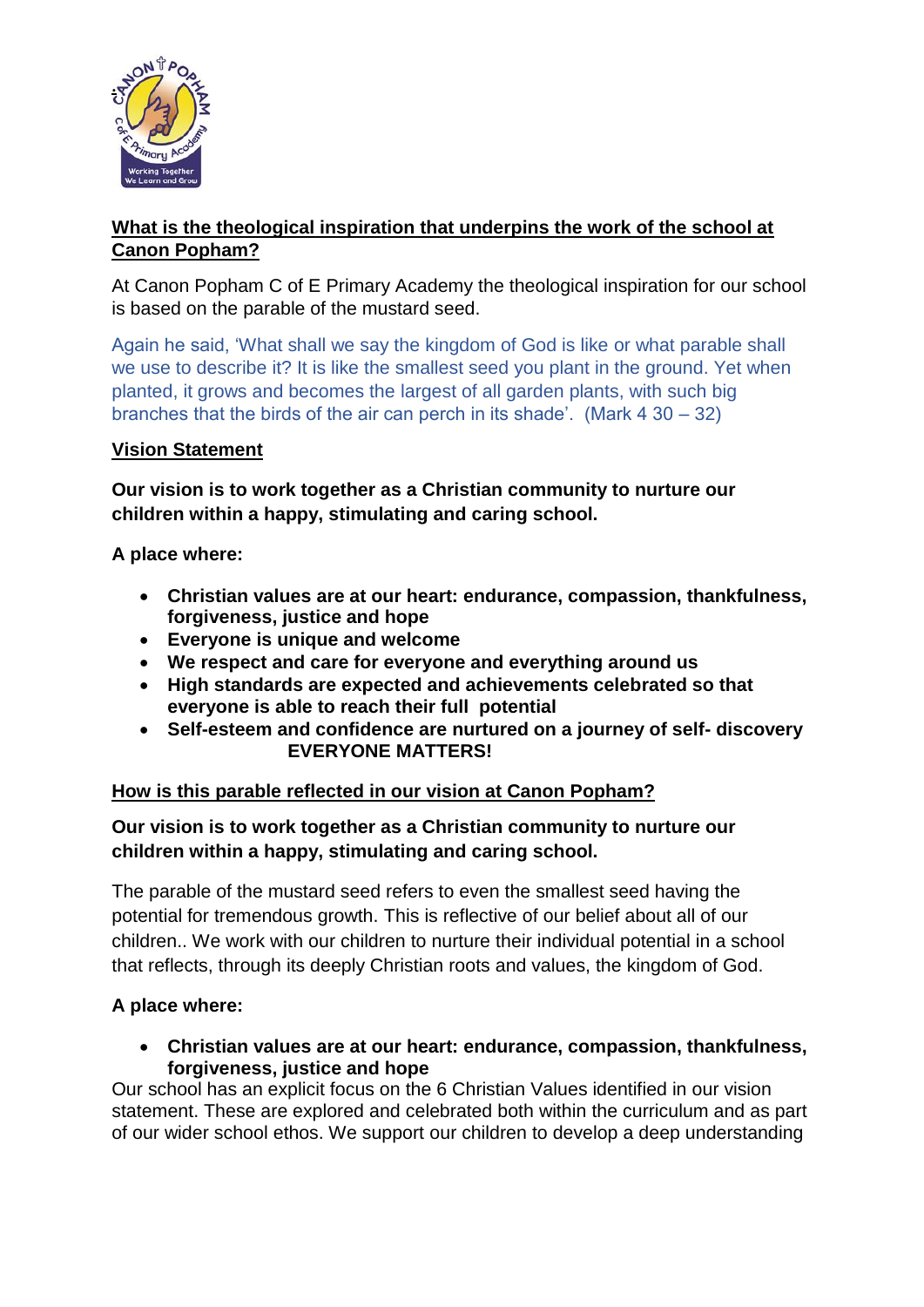## What is the theological inspiration that underpins the work of the school at Canon Popham?

At Canon Popham C of E Primary Academy the theological inspiration for our school is based on the parable of the mustard seed.

Again he said, 'What shall we say the kingdom of God is like or what parable shall we use to describe it? It is like the smallest seed you plant in the ground. Yet when planted, it grows and becomes the largest of all garden plants, with such big branches that the birds of the air can perch in its shade'. (Mark 4 30 – 32)

## Vision Statement

**Our vision is to work together as a Christian community to nurture our children within a happy, stimulating and caring school.**

**A place where:**

- **Christian values are at our heart: endurance, compassion, thankfulness, forgiveness, justice and hope**
- **Everyone is unique and welcome**
- **We respect and care for everyone and everything around us**
- **High standards are expected and achievements celebrated so that everyone is able to reach their full potential**
- **Self-esteem and confidence are nurtured on a journey of self- discovery**

**EVERYONE MATTERS!**

## How is this parable reflected in our vision at Canon Popham?

**Our vision is to work together as a Christian community to nurture our children within a happy, stimulating and caring school.**

The parable of the mustard seed refers to even the smallest seed having the potential for tremendous growth. This is reflective of our belief about all of our children.. We work with our children to nurture their individual potential in a school that reflects, through its deeply Christian roots and values, the kingdom of God.

**A place where:**

- **Christian values are at our heart: endurance, compassion, thankfulness, forgiveness, justice and hope**

Our school has an explicit focus on the 6 Christian Values identified in our vision statement. These are explored and celebrated both within the curriculum and as part of our wider school ethos. We support our children to develop a deep understanding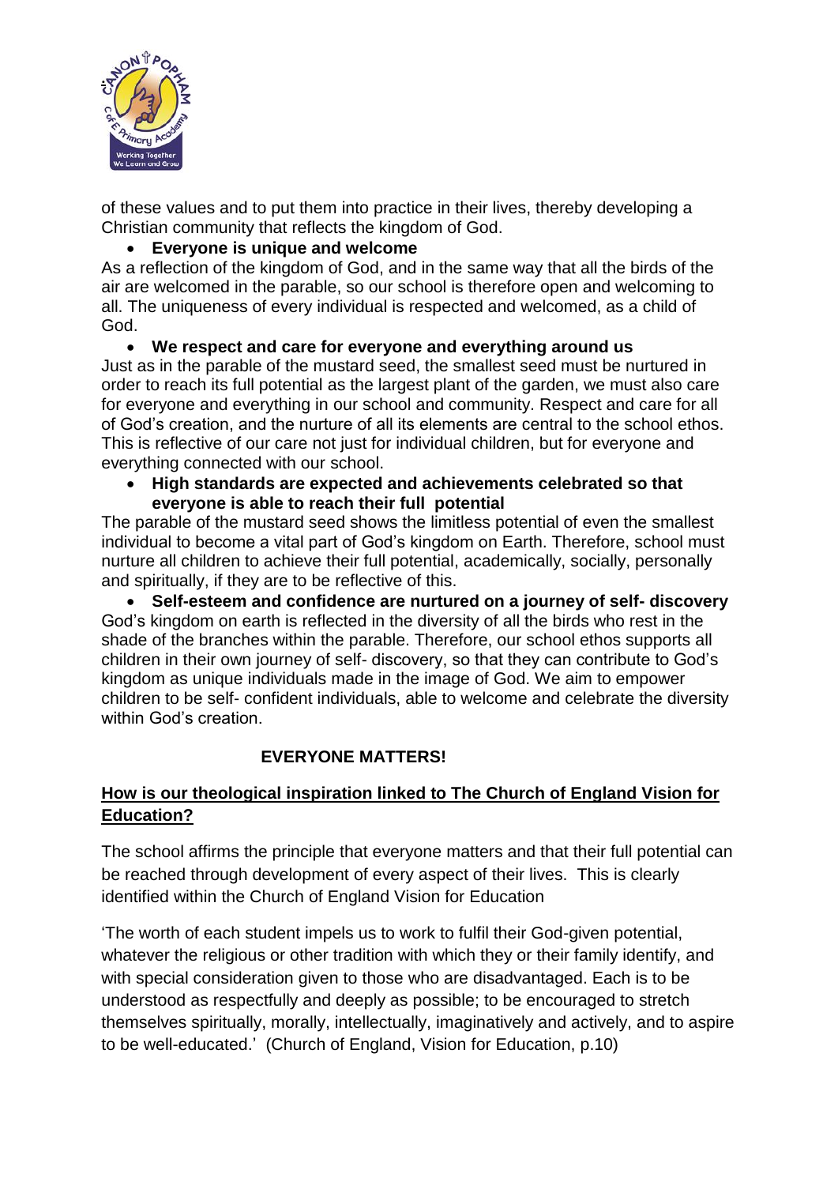of these values and to put them into practice in their lives, thereby developing a Christian community that reflects the kingdom of God.

- **Everyone is unique and welcome**

As a reflection of the kingdom of God, and in the same way that all the birds of the air are welcomed in the parable, so our school is therefore open and welcoming to all. The uniqueness of every individual is respected and welcomed, as a child of God.

- **We respect and care for everyone and everything around us**

Just as in the parable of the mustard seed, the smallest seed must be nurtured in order to reach its full potential as the largest plant of the garden, we must also care for everyone and everything in our school and community. Respect and care for all of God's creation, and the nurture of all its elements are central to the school ethos. This is reflective of our care not just for individual children, but for everyone and everything connected with our school.

- **High standards are expected and achievements celebrated so that everyone is able to reach their full potential**

The parable of the mustard seed shows the limitless potential of even the smallest individual to become a vital part of God's kingdom on Earth. Therefore, school must nurture all children to achieve their full potential, academically, socially, personally and spiritually, if they are to be reflective of this.

- **Self-esteem and confidence are nurtured on a journey of self- discovery**

God's kingdom on earth is reflected in the diversity of all the birds who rest in the shade of the branches within the parable. Therefore, our school ethos supports all children in their own journey of self- discovery, so that they can contribute to God's kingdom as unique individuals made in the image of God. We aim to empower children to be self- confident individuals, able to welcome and celebrate the diversity within God's creation.

**EVERYONE MATTERS!**

**<u>How is our theological inspiration linked to The Church of England Vision for Education?</u>**

The school affirms the principle that everyone matters and that their full potential can be reached through development of every aspect of their lives. This is clearly identified within the Church of England Vision for Education

'The worth of each student impels us to work to fulfil their God-given potential, whatever the religious or other tradition with which they or their family identify, and with special consideration given to those who are disadvantaged. Each is to be understood as respectfully and deeply as possible; to be encouraged to stretch themselves spiritually, morally, intellectually, imaginatively and actively, and to aspire to be well-educated.' (Church of England, Vision for Education, p.10)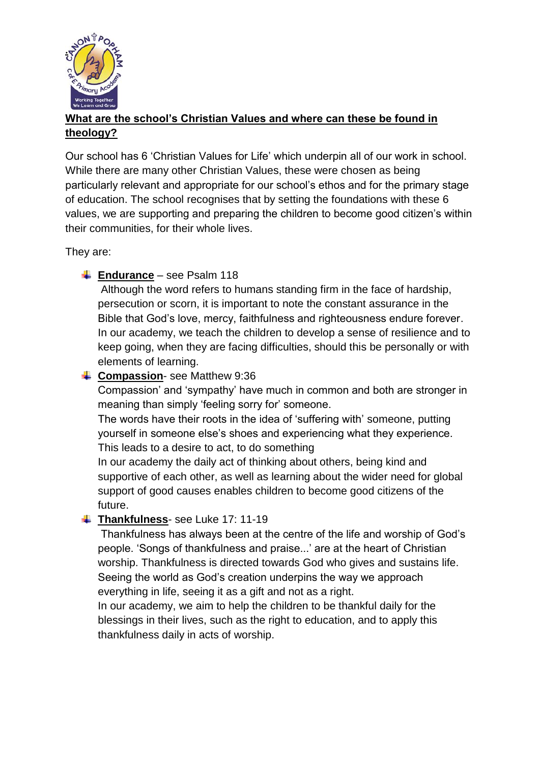## What are the school's Christian Values and where can these be found in theology?

Our school has 6 'Christian Values for Life' which underpin all of our work in school. While there are many other Christian Values, these were chosen as being particularly relevant and appropriate for our school's ethos and for the primary stage of education. The school recognises that by setting the foundations with these 6 values, we are supporting and preparing the children to become good citizen's within their communities, for their whole lives.

They are:

- **Endurance** – see Psalm 118
  Although the word refers to humans standing firm in the face of hardship, persecution or scorn, it is important to note the constant assurance in the Bible that God's love, mercy, faithfulness and righteousness endure forever. In our academy, we teach the children to develop a sense of resilience and to keep going, when they are facing difficulties, should this be personally or with elements of learning.
- **Compassion**- see Matthew 9:36
  Compassion' and 'sympathy' have much in common and both are stronger in meaning than simply 'feeling sorry for' someone.
  The words have their roots in the idea of 'suffering with' someone, putting yourself in someone else's shoes and experiencing what they experience. This leads to a desire to act, to do something
  In our academy the daily act of thinking about others, being kind and supportive of each other, as well as learning about the wider need for global support of good causes enables children to become good citizens of the future.
- **Thankfulness**- see Luke 17: 11-19
  Thankfulness has always been at the centre of the life and worship of God's people. 'Songs of thankfulness and praise...' are at the heart of Christian worship. Thankfulness is directed towards God who gives and sustains life. Seeing the world as God's creation underpins the way we approach everything in life, seeing it as a gift and not as a right.
  In our academy, we aim to help the children to be thankful daily for the blessings in their lives, such as the right to education, and to apply this thankfulness daily in acts of worship.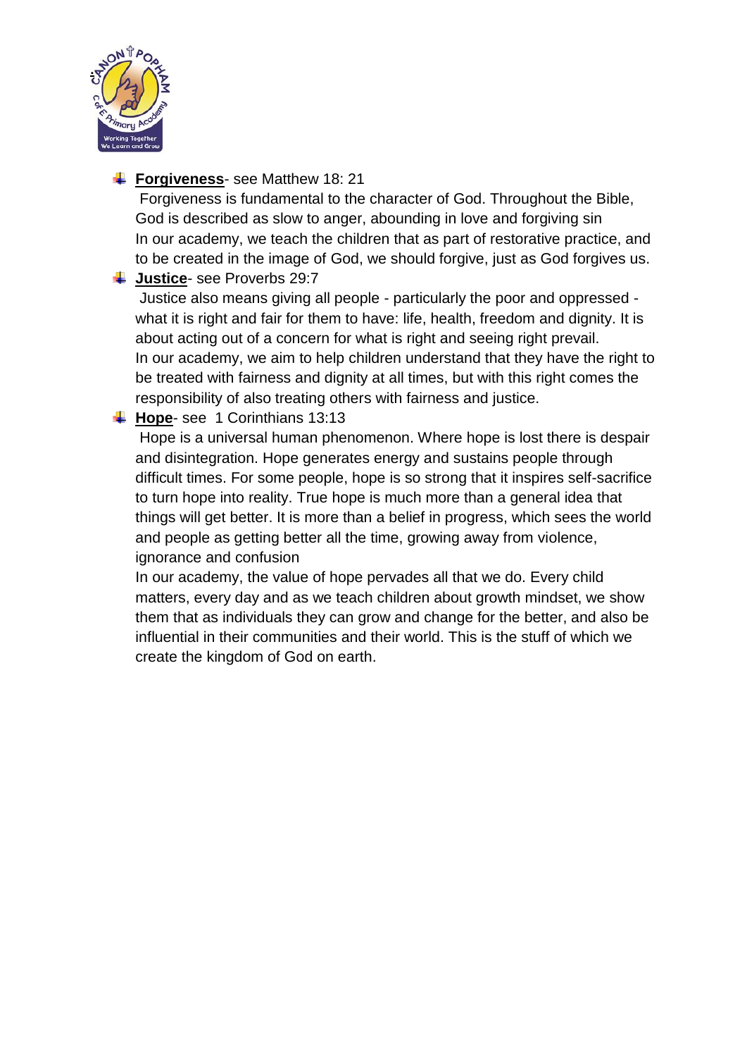- **Forgiveness**- see Matthew 18: 21

  Forgiveness is fundamental to the character of God. Throughout the Bible, God is described as slow to anger, abounding in love and forgiving sin
  In our academy, we teach the children that as part of restorative practice, and to be created in the image of God, we should forgive, just as God forgives us.

- **Justice**- see Proverbs 29:7

  Justice also means giving all people - particularly the poor and oppressed - what it is right and fair for them to have: life, health, freedom and dignity. It is about acting out of a concern for what is right and seeing right prevail.
  In our academy, we aim to help children understand that they have the right to be treated with fairness and dignity at all times, but with this right comes the responsibility of also treating others with fairness and justice.

- **Hope**- see 1 Corinthians 13:13

  Hope is a universal human phenomenon. Where hope is lost there is despair and disintegration. Hope generates energy and sustains people through difficult times. For some people, hope is so strong that it inspires self-sacrifice to turn hope into reality. True hope is much more than a general idea that things will get better. It is more than a belief in progress, which sees the world and people as getting better all the time, growing away from violence, ignorance and confusion
  In our academy, the value of hope pervades all that we do. Every child matters, every day and as we teach children about growth mindset, we show them that as individuals they can grow and change for the better, and also be influential in their communities and their world. This is the stuff of which we create the kingdom of God on earth.